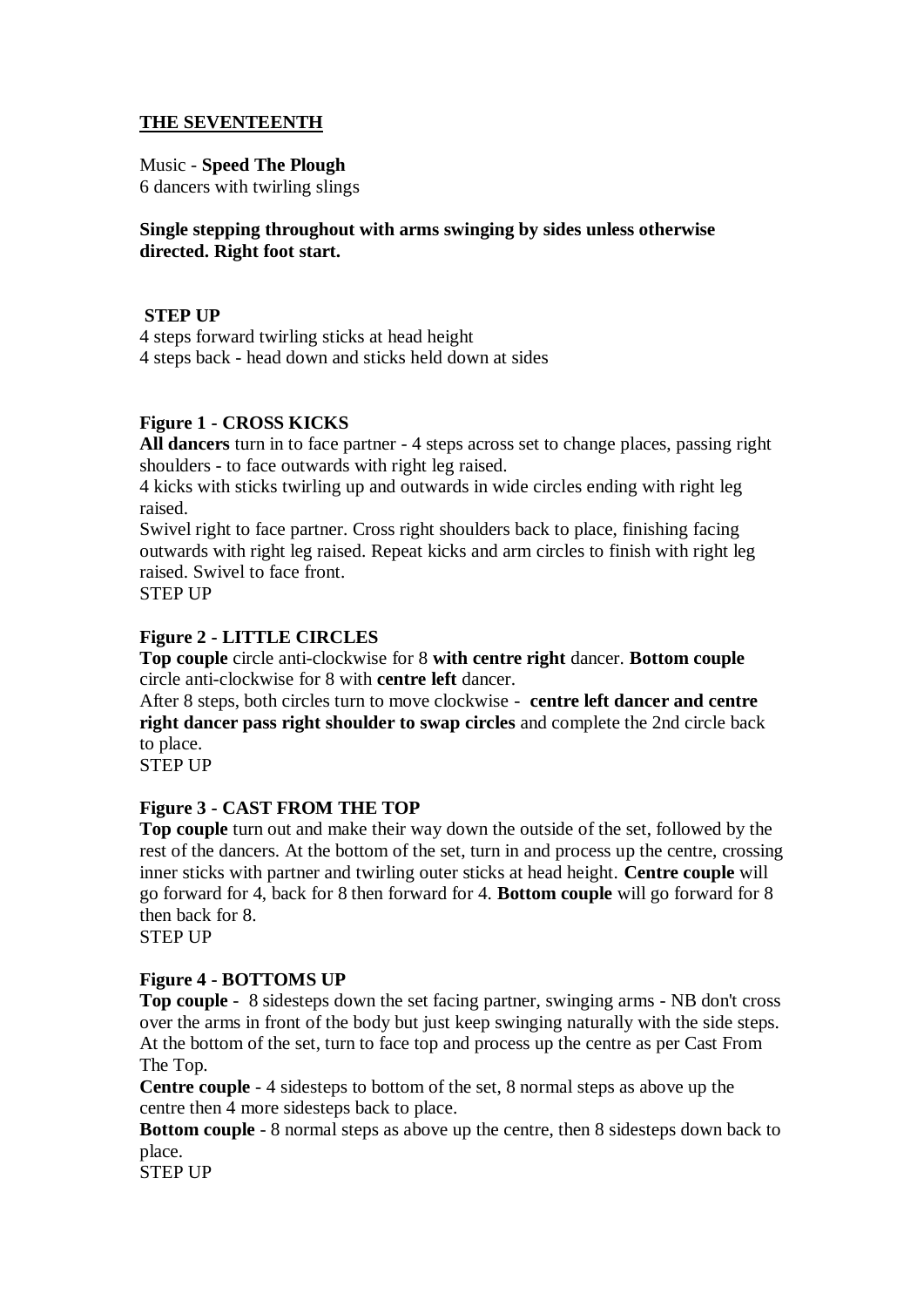## THE SEVENTEENTH

Music - **Speed The Plough**
6 dancers with twirling slings

**Single stepping throughout with arms swinging by sides unless otherwise directed. Right foot start.**

**STEP UP**
4 steps forward twirling sticks at head height
4 steps back - head down and sticks held down at sides

**Figure 1 - CROSS KICKS**
**All dancers** turn in to face partner - 4 steps across set to change places, passing right shoulders - to face outwards with right leg raised.
4 kicks with sticks twirling up and outwards in wide circles ending with right leg raised.
Swivel right to face partner. Cross right shoulders back to place, finishing facing outwards with right leg raised. Repeat kicks and arm circles to finish with right leg raised. Swivel to face front.
STEP UP

**Figure 2 - LITTLE CIRCLES**
**Top couple** circle anti-clockwise for 8 **with centre right** dancer. **Bottom couple** circle anti-clockwise for 8 with **centre left** dancer.
After 8 steps, both circles turn to move clockwise - **centre left dancer and centre right dancer pass right shoulder to swap circles** and complete the 2nd circle back to place.
STEP UP

**Figure 3 - CAST FROM THE TOP**
**Top couple** turn out and make their way down the outside of the set, followed by the rest of the dancers. At the bottom of the set, turn in and process up the centre, crossing inner sticks with partner and twirling outer sticks at head height. **Centre couple** will go forward for 4, back for 8 then forward for 4. **Bottom couple** will go forward for 8 then back for 8.
STEP UP

**Figure 4 - BOTTOMS UP**
**Top couple** - 8 sidesteps down the set facing partner, swinging arms - NB don't cross over the arms in front of the body but just keep swinging naturally with the side steps. At the bottom of the set, turn to face top and process up the centre as per Cast From The Top.
**Centre couple** - 4 sidesteps to bottom of the set, 8 normal steps as above up the centre then 4 more sidesteps back to place.
**Bottom couple** - 8 normal steps as above up the centre, then 8 sidesteps down back to place.
STEP UP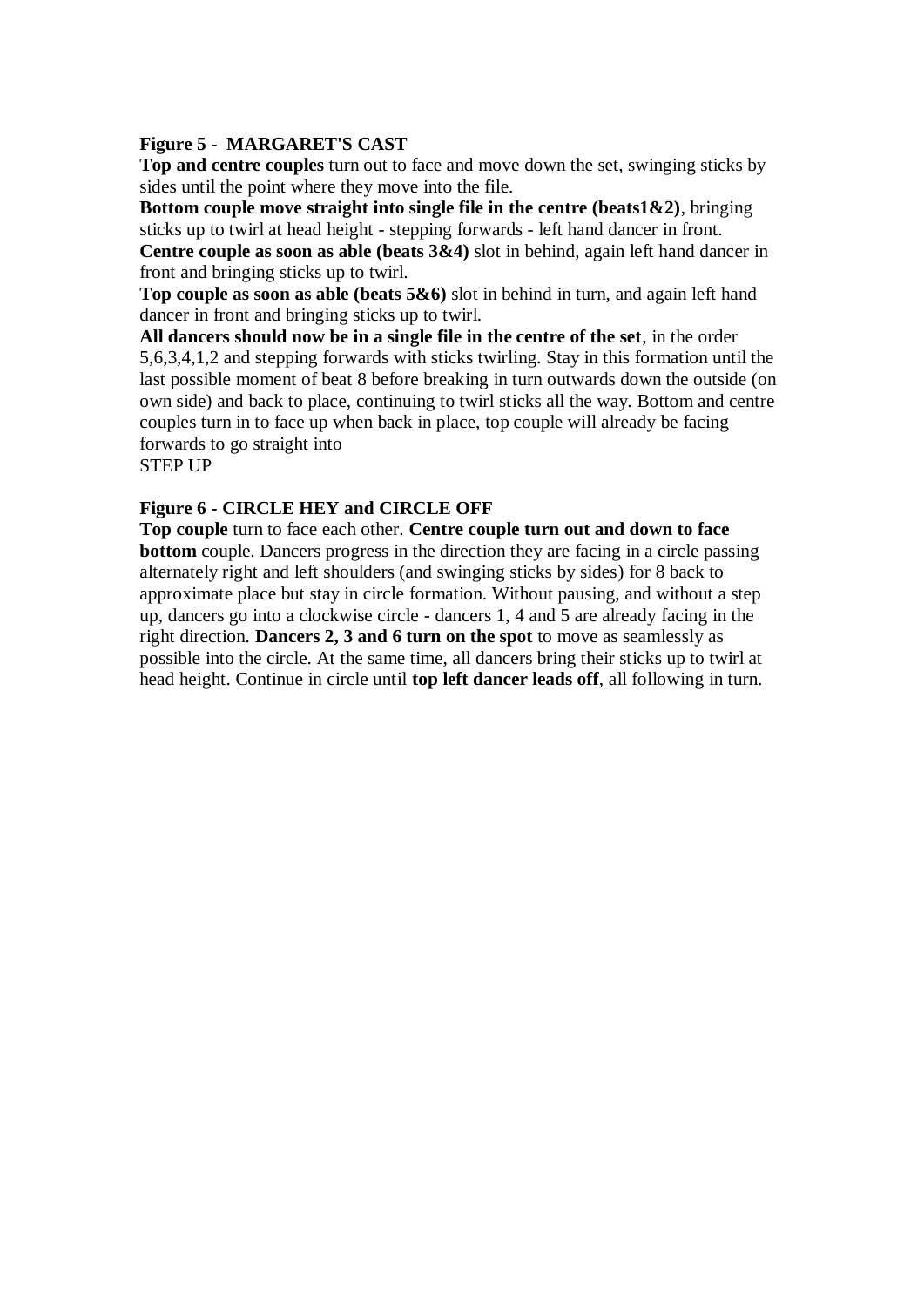**Figure 5 - MARGARET'S CAST**

**Top and centre couples** turn out to face and move down the set, swinging sticks by sides until the point where they move into the file.

**Bottom couple move straight into single file in the centre (beats1&2)**, bringing sticks up to twirl at head height - stepping forwards - left hand dancer in front.

**Centre couple as soon as able (beats 3&4)** slot in behind, again left hand dancer in front and bringing sticks up to twirl.

**Top couple as soon as able (beats 5&6)** slot in behind in turn, and again left hand dancer in front and bringing sticks up to twirl.

**All dancers should now be in a single file in the centre of the set**, in the order 5,6,3,4,1,2 and stepping forwards with sticks twirling. Stay in this formation until the last possible moment of beat 8 before breaking in turn outwards down the outside (on own side) and back to place, continuing to twirl sticks all the way. Bottom and centre couples turn in to face up when back in place, top couple will already be facing forwards to go straight into

STEP UP

**Figure 6 - CIRCLE HEY and CIRCLE OFF**

**Top couple** turn to face each other. **Centre couple turn out and down to face bottom** couple. Dancers progress in the direction they are facing in a circle passing alternately right and left shoulders (and swinging sticks by sides) for 8 back to approximate place but stay in circle formation. Without pausing, and without a step up, dancers go into a clockwise circle - dancers 1, 4 and 5 are already facing in the right direction. **Dancers 2, 3 and 6 turn on the spot** to move as seamlessly as possible into the circle. At the same time, all dancers bring their sticks up to twirl at head height. Continue in circle until **top left dancer leads off**, all following in turn.